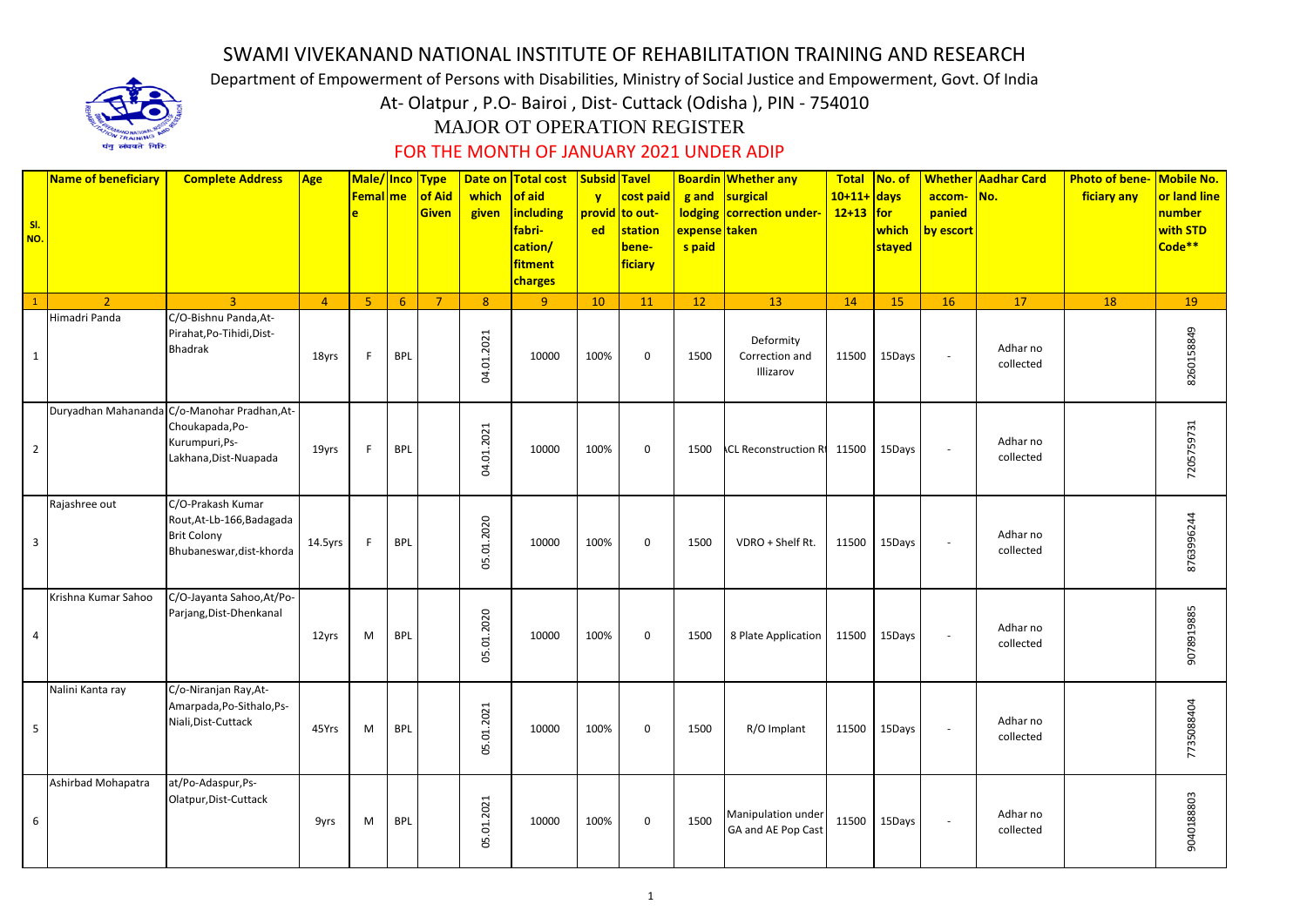# SWAMI VIVEKANAND NATIONAL INSTITUTE OF REHABILITATION TRAINING AND RESEARCH

Department of Empowerment of Persons with Disabilities, Ministry of Social Justice and Empowerment, Govt. Of India

At- Olatpur , P.O- Bairoi , Dist- Cuttack (Odisha ), PIN - 754010

## MAJOR OT OPERATION REGISTER

### FOR THE MONTH OF JANUARY 2021 UNDER ADIP

| Sl. NO. | Name of beneficiary | Complete Address | Age | Male/ Female | Income | Type of Aid Given | Date on which given | Total cost of aid including fabri-cation/ fitment charges | Subsidy provided | Tavel cost paid to out-station bene-ficiary | Boarding and lodging expenses paid | Whether any surgical correction under-taken | Total 10+11+ 12+13 | No. of days for which stayed | Whether accom-panied by escort | Aadhar Card No. | Photo of bene-ficiary any | Mobile No. or land line number with STD Code** |
|---|---|---|---|---|---|---|---|---|---|---|---|---|---|---|---|---|---|---|
| 1 | 2 | 3 | 4 | 5 | 6 | 7 | 8 | 9 | 10 | 11 | 12 | 13 | 14 | 15 | 16 | 17 | 18 | 19 |
| 1 | Himadri Panda | C/O-Bishnu Panda,At-Pirahat,Po-Tihidi,Dist-Bhadrak | 18yrs | F | BPL | | 04.01.2021 | 10000 | 100% | 0 | 1500 | Deformity Correction and Illizarov | 11500 | 15Days | - | Adhar no collected | | 8260158849 |
| 2 | Duryadhan Mahananda | C/o-Manohar Pradhan,At-Choukapada,Po-Kurumpuri,Ps-Lakhana,Dist-Nuapada | 19yrs | F | BPL | | 04.01.2021 | 10000 | 100% | 0 | 1500 | ACL Reconstruction Rt | 11500 | 15Days | - | Adhar no collected | | 7205759731 |
| 3 | Rajashree out | C/O-Prakash Kumar Rout,At-Lb-166,Badagada Brit Colony Bhubaneswar,dist-khorda | 14.5yrs | F | BPL | | 05.01.2020 | 10000 | 100% | 0 | 1500 | VDRO + Shelf Rt. | 11500 | 15Days | - | Adhar no collected | | 8763996244 |
| 4 | Krishna Kumar Sahoo | C/O-Jayanta Sahoo,At/Po-Parjang,Dist-Dhenkanal | 12yrs | M | BPL | | 05.01.2020 | 10000 | 100% | 0 | 1500 | 8 Plate Application | 11500 | 15Days | - | Adhar no collected | | 9078919885 |
| 5 | Nalini Kanta ray | C/o-Niranjan Ray,At-Amarpada,Po-Sithalo,Ps-Niali,Dist-Cuttack | 45Yrs | M | BPL | | 05.01.2021 | 10000 | 100% | 0 | 1500 | R/O Implant | 11500 | 15Days | - | Adhar no collected | | 7735088404 |
| 6 | Ashirbad Mohapatra | at/Po-Adaspur,Ps-Olatpur,Dist-Cuttack | 9yrs | M | BPL | | 05.01.2021 | 10000 | 100% | 0 | 1500 | Manipulation under GA and AE Pop Cast | 11500 | 15Days | - | Adhar no collected | | 9040188803 |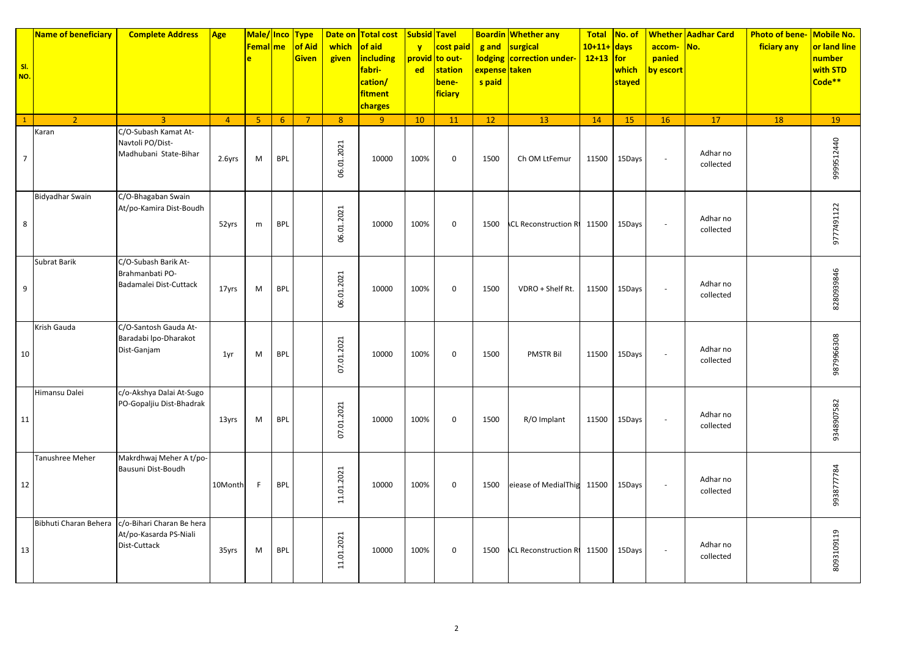| Sl. NO. | Name of beneficiary | Complete Address | Age | Male/Female | Income | Type of Aid Given | Date on which given | Total cost of aid including fabri-cation/fitment charges | Subsidy provided | Tavel cost paid to out-station bene-ficiary | Boarding and lodging expenses paid | Whether any surgical correction under-taken | Total 10+11+12+13 | No. of days for which stayed | Whether accom-panied by escort | Aadhar Card No. | Photo of bene-ficiary any | Mobile No. or land line number with STD Code** |
|---|---|---|---|---|---|---|---|---|---|---|---|---|---|---|---|---|---|---|
| 1 | 2 | 3 | 4 | 5 | 6 | 7 | 8 | 9 | 10 | 11 | 12 | 13 | 14 | 15 | 16 | 17 | 18 | 19 |
| 7 | Karan | C/O-Subash Kamat At-Navtoli PO/Dist-Madhubani State-Bihar | 2.6yrs | M | BPL | | 06.01.2021 | 10000 | 100% | 0 | 1500 | Ch OM LtFemur | 11500 | 15Days | - | Adhar no collected | | 9999512440 |
| 8 | Bidyadhar Swain | C/O-Bhagaban Swain At/po-Kamira Dist-Boudh | 52yrs | m | BPL | | 06.01.2021 | 10000 | 100% | 0 | 1500 | ACL Reconstruction R | 11500 | 15Days | - | Adhar no collected | | 9777491122 |
| 9 | Subrat Barik | C/O-Subash Barik At-Brahmanbati PO-Badamalei Dist-Cuttack | 17yrs | M | BPL | | 06.01.2021 | 10000 | 100% | 0 | 1500 | VDRO + Shelf Rt. | 11500 | 15Days | - | Adhar no collected | | 8280939846 |
| 10 | Krish Gauda | C/O-Santosh Gauda At-Baradabi Ipo-Dharakot Dist-Ganjam | 1yr | M | BPL | | 07.01.2021 | 10000 | 100% | 0 | 1500 | PMSTR Bil | 11500 | 15Days | - | Adhar no collected | | 9879966308 |
| 11 | Himansu Dalei | c/o-Akshya Dalai At-Sugo PO-Gopaljiu Dist-Bhadrak | 13yrs | M | BPL | | 07.01.2021 | 10000 | 100% | 0 | 1500 | R/O Implant | 11500 | 15Days | - | Adhar no collected | | 9348907582 |
| 12 | Tanushree Meher | Makrdhwaj Meher A t/po-Bausuni Dist-Boudh | 10Month | F | BPL | | 11.01.2021 | 10000 | 100% | 0 | 1500 | eiease of MedialThig | 11500 | 15Days | - | Adhar no collected | | 9938777784 |
| 13 | Bibhuti Charan Behera | c/o-Bihari Charan Be hera At/po-Kasarda PS-Niali Dist-Cuttack | 35yrs | M | BPL | | 11.01.2021 | 10000 | 100% | 0 | 1500 | ACL Reconstruction R | 11500 | 15Days | - | Adhar no collected | | 8093109119 |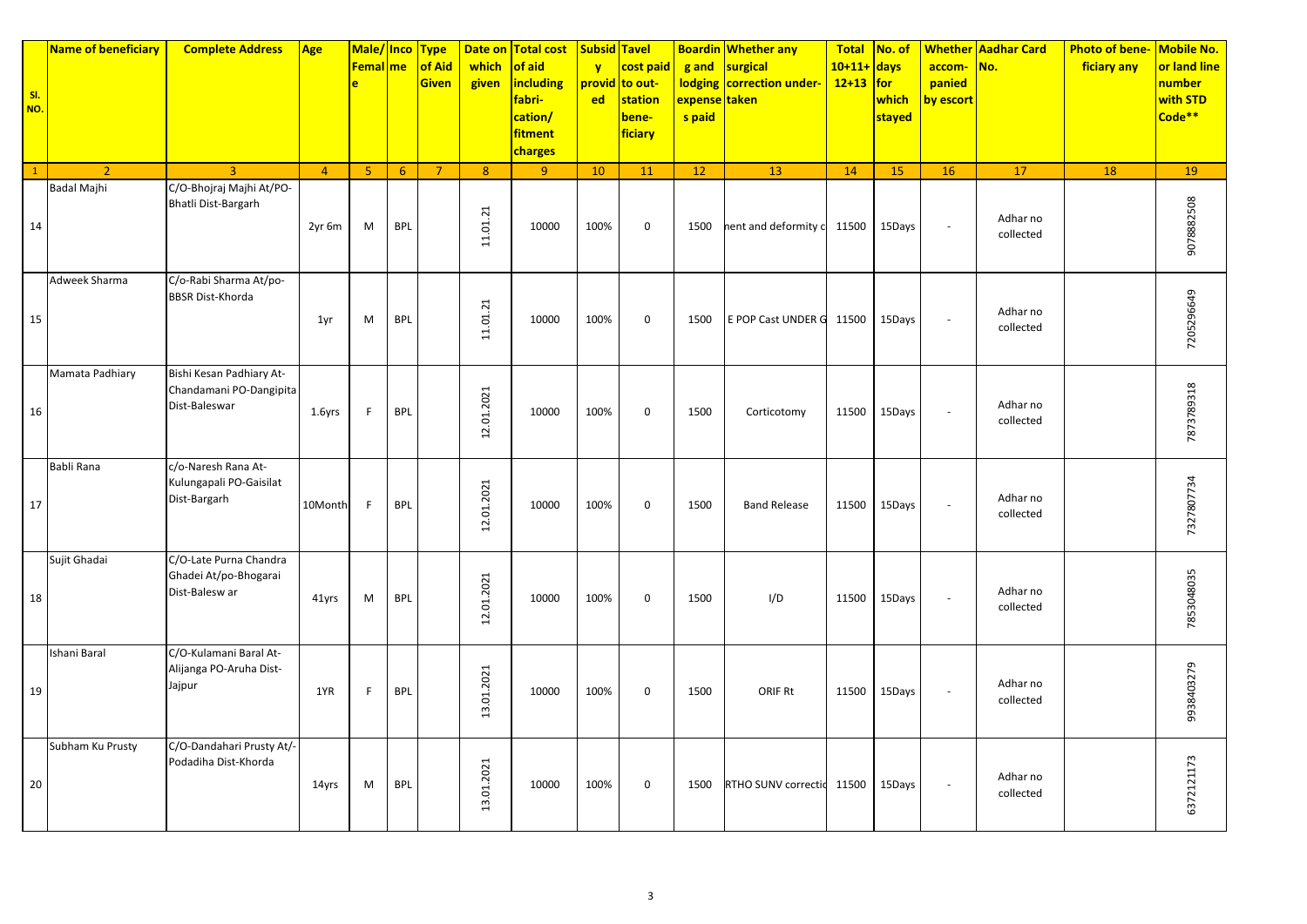| Sl. NO. | Name of beneficiary | Complete Address | Age | Male/Female | Income | Type of Aid Given | Date on which given | Total cost of aid including fabrication/fitment charges | Subsidy provided | Tavel cost paid to out-station beneficiary | Boarding and lodging expense s paid | Whether any surgical correction under-taken | Total 10+11+12+13 | No. of days for which stayed | Whether accom-panied by escort | Aadhar Card No. | Photo of bene-ficiary any | Mobile No. or land line number with STD Code** |
|---|---|---|---|---|---|---|---|---|---|---|---|---|---|---|---|---|---|---|
| 1 | 2 | 3 | 4 | 5 | 6 | 7 | 8 | 9 | 10 | 11 | 12 | 13 | 14 | 15 | 16 | 17 | 18 | 19 |
| 14 | Badal Majhi | C/O-Bhojraj Majhi At/PO-Bhatli Dist-Bargarh | 2yr 6m | M | BPL | | 11.01.21 | 10000 | 100% | 0 | 1500 | nent and deformity c | 11500 | 15Days | - | Adhar no collected | | 9078882508 |
| 15 | Adweek Sharma | C/o-Rabi Sharma At/po-BBSR Dist-Khorda | 1yr | M | BPL | | 11.01.21 | 10000 | 100% | 0 | 1500 | E POP Cast UNDER G | 11500 | 15Days | - | Adhar no collected | | 7205296649 |
| 16 | Mamata Padhiary | Bishi Kesan Padhiary At-Chandamani PO-Dangipita Dist-Baleswar | 1.6yrs | F | BPL | | 12.01.2021 | 10000 | 100% | 0 | 1500 | Corticotomy | 11500 | 15Days | - | Adhar no collected | | 7873789318 |
| 17 | Babli Rana | c/o-Naresh Rana At-Kulungapali PO-Gaisilat Dist-Bargarh | 10Month | F | BPL | | 12.01.2021 | 10000 | 100% | 0 | 1500 | Band Release | 11500 | 15Days | - | Adhar no collected | | 7327807734 |
| 18 | Sujit Ghadai | C/O-Late Purna Chandra Ghadei At/po-Bhogarai Dist-Balesw ar | 41yrs | M | BPL | | 12.01.2021 | 10000 | 100% | 0 | 1500 | I/D | 11500 | 15Days | - | Adhar no collected | | 7853048035 |
| 19 | Ishani Baral | C/O-Kulamani Baral At-Alijanga PO-Aruha Dist-Jajpur | 1YR | F | BPL | | 13.01.2021 | 10000 | 100% | 0 | 1500 | ORIF Rt | 11500 | 15Days | - | Adhar no collected | | 9938403279 |
| 20 | Subham Ku Prusty | C/O-Dandahari Prusty At/-Podadiha Dist-Khorda | 14yrs | M | BPL | | 13.01.2021 | 10000 | 100% | 0 | 1500 | RTHO SUNV correctio | 11500 | 15Days | - | Adhar no collected | | 6372121173 |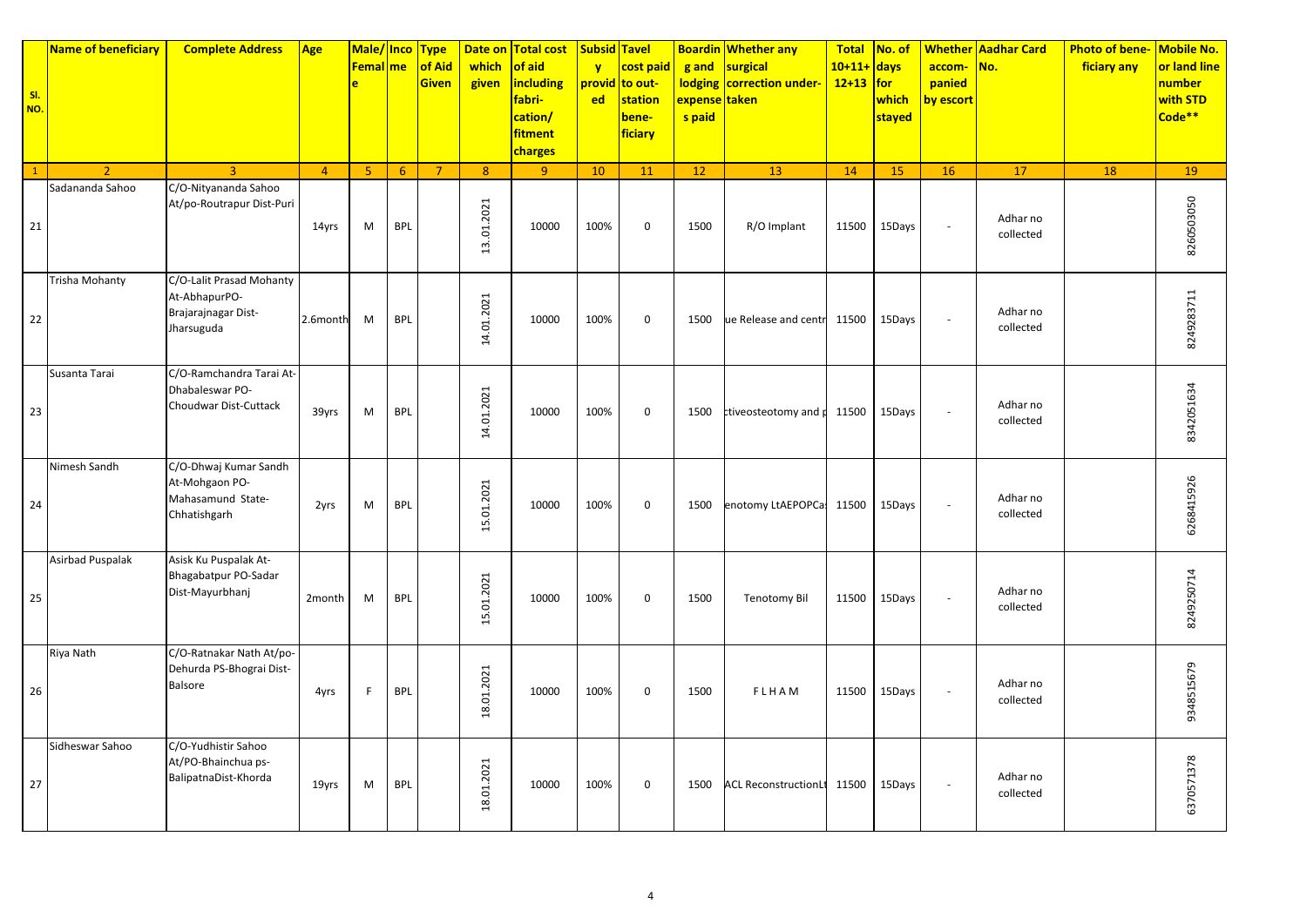| Sl. NO. | Name of beneficiary | Complete Address | Age | Male/ Female | Income | Type of Aid Given | Date on which given | Total cost of aid including fabri- cation/ fitment charges | Subsidy provided | Tavel cost paid to out-station bene- ficiary | Boarding and lodging expenses paid | Whether any surgical correction under-taken | Total 10+11+ 12+13 | No. of days for which stayed | Whether accom- panied by escort | Aadhar Card No. | Photo of bene- ficiary any | Mobile No. or land line number with STD Code** |
|---|---|---|---|---|---|---|---|---|---|---|---|---|---|---|---|---|---|---|
| 1 | 2 | 3 | 4 | 5 | 6 | 7 | 8 | 9 | 10 | 11 | 12 | 13 | 14 | 15 | 16 | 17 | 18 | 19 |
| 21 | Sadananda Sahoo | C/O-Nityananda Sahoo At/po-Routrapur Dist-Puri | 14yrs | M | BPL | | 13.01.2021 | 10000 | 100% | 0 | 1500 | R/O Implant | 11500 | 15Days | - | Adhar no collected | | 8260503050 |
| 22 | Trisha Mohanty | C/O-Lalit Prasad Mohanty At-AbhapurPO-Brajarajnagar Dist-Jharsuguda | 2.6month | M | BPL | | 14.01.2021 | 10000 | 100% | 0 | 1500 | ue Release and centr | 11500 | 15Days | - | Adhar no collected | | 8249283711 |
| 23 | Susanta Tarai | C/O-Ramchandra Tarai At-Dhabaleswar PO-Choudwar Dist-Cuttack | 39yrs | M | BPL | | 14.01.2021 | 10000 | 100% | 0 | 1500 | ctiveosteotomy and p | 11500 | 15Days | - | Adhar no collected | | 8342051634 |
| 24 | Nimesh Sandh | C/O-Dhwaj Kumar Sandh At-Mohgaon PO-Mahasamund State-Chhatishgarh | 2yrs | M | BPL | | 15.01.2021 | 10000 | 100% | 0 | 1500 | enotomy LtAEPOPCa | 11500 | 15Days | - | Adhar no collected | | 6268415926 |
| 25 | Asirbad Puspalak | Asisk Ku Puspalak At-Bhagabatpur PO-Sadar Dist-Mayurbhanj | 2month | M | BPL | | 15.01.2021 | 10000 | 100% | 0 | 1500 | Tenotomy Bil | 11500 | 15Days | - | Adhar no collected | | 8249250714 |
| 26 | Riya Nath | C/O-Ratnakar Nath At/po-Dehurda PS-Bhograi Dist-Balsore | 4yrs | F | BPL | | 18.01.2021 | 10000 | 100% | 0 | 1500 | F L H A M | 11500 | 15Days | - | Adhar no collected | | 9348515679 |
| 27 | Sidheswar Sahoo | C/O-Yudhistir Sahoo At/PO-Bhainchua ps-BalipatnaDist-Khorda | 19yrs | M | BPL | | 18.01.2021 | 10000 | 100% | 0 | 1500 | ACL ReconstructionLt | 11500 | 15Days | - | Adhar no collected | | 6370571378 |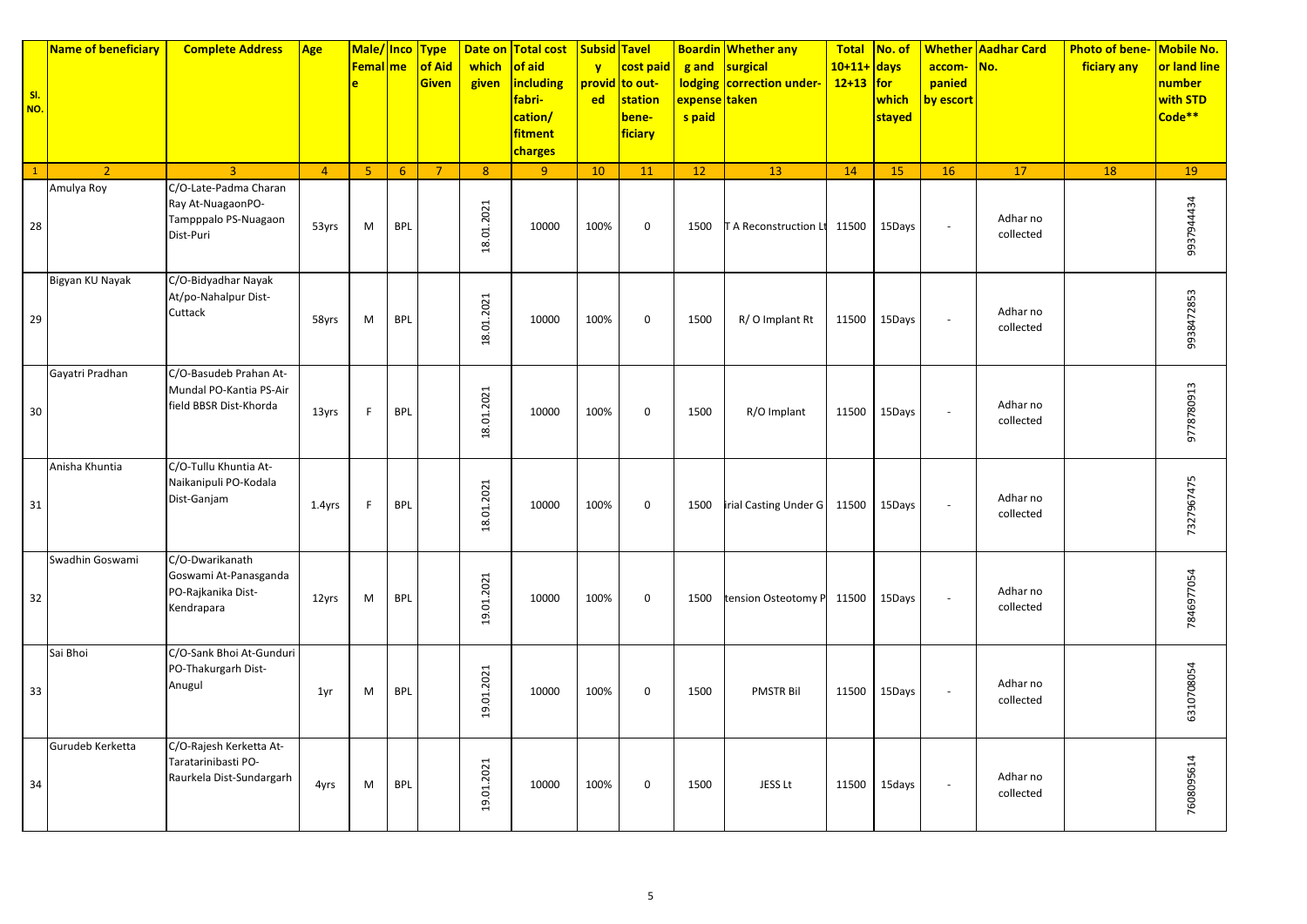| Sl. NO. | Name of beneficiary | Complete Address | Age | Male/ Female | Income | Type of Aid Given | Date on which given | Total cost of aid including fabri-cation/ fitment charges | Subsidy provided | Tavel cost paid to out-station bene-ficiary | Boarding and lodging expense s paid | Whether any surgical correction under-taken | Total 10+11+ 12+13 | No. of days for which stayed | Whether accom-panied by escort | Aadhar Card No. | Photo of bene-ficiary any | Mobile No. or land line number with STD Code** |
|---|---|---|---|---|---|---|---|---|---|---|---|---|---|---|---|---|---|---|
| 1 | 2 | 3 | 4 | 5 | 6 | 7 | 8 | 9 | 10 | 11 | 12 | 13 | 14 | 15 | 16 | 17 | 18 | 19 |
| 28 | Amulya Roy | C/O-Late-Padma Charan Ray At-NuagaonPO-Tampppalo PS-Nuagaon Dist-Puri | 53yrs | M | BPL | | 18.01.2021 | 10000 | 100% | 0 | 1500 | T A Reconstruction Lt | 11500 | 15Days | - | Adhar no collected | | 9937944434 |
| 29 | Bigyan KU Nayak | C/O-Bidyadhar Nayak At/po-Nahalpur Dist-Cuttack | 58yrs | M | BPL | | 18.01.2021 | 10000 | 100% | 0 | 1500 | R/ O Implant Rt | 11500 | 15Days | - | Adhar no collected | | 9938472853 |
| 30 | Gayatri Pradhan | C/O-Basudeb Prahan At-Mundal PO-Kantia PS-Air field BBSR Dist-Khorda | 13yrs | F | BPL | | 18.01.2021 | 10000 | 100% | 0 | 1500 | R/O Implant | 11500 | 15Days | - | Adhar no collected | | 9778780913 |
| 31 | Anisha Khuntia | C/O-Tullu Khuntia At-Naikanipuli PO-Kodala Dist-Ganjam | 1.4yrs | F | BPL | | 18.01.2021 | 10000 | 100% | 0 | 1500 | rial Casting Under G | 11500 | 15Days | - | Adhar no collected | | 7327967475 |
| 32 | Swadhin Goswami | C/O-Dwarikanath Goswami At-Panasganda PO-Rajkanika Dist-Kendrapara | 12yrs | M | BPL | | 19.01.2021 | 10000 | 100% | 0 | 1500 | tension Osteotomy P | 11500 | 15Days | - | Adhar no collected | | 7846977054 |
| 33 | Sai Bhoi | C/O-Sank Bhoi At-Gunduri PO-Thakurgarh Dist-Anugul | 1yr | M | BPL | | 19.01.2021 | 10000 | 100% | 0 | 1500 | PMSTR Bil | 11500 | 15Days | - | Adhar no collected | | 6310708054 |
| 34 | Gurudeb Kerketta | C/O-Rajesh Kerketta At-Tataranibasti PO-Raurkela Dist-Sundargarh | 4yrs | M | BPL | | 19.01.2021 | 10000 | 100% | 0 | 1500 | JESS Lt | 11500 | 15days | - | Adhar no collected | | 7608095614 |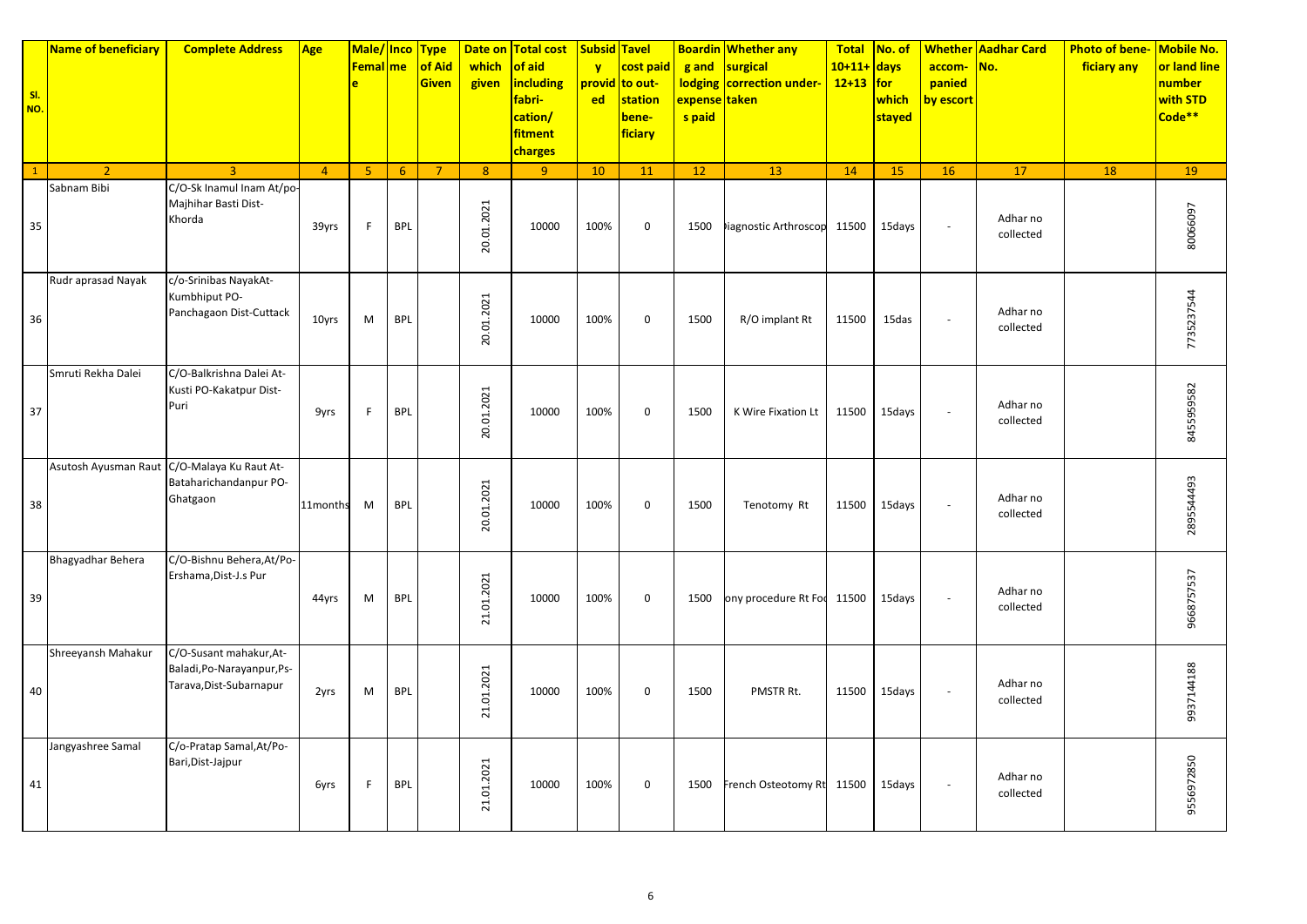| Sl. NO. | Name of beneficiary | Complete Address | Age | Male/ Female | Income | Type of Aid Given | Date on which given | Total cost of aid including fabri-cation/ fitment charges | Subsidy provided | Tavel cost paid to out-station bene-ficiary | Boarding and lodging expense s paid | Whether any surgical correction under-taken | Total 10+11+ 12+13 | No. of days for which stayed | Whether accom-panied by escort | Aadhar Card No. | Photo of bene-ficiary any | Mobile No. or land line number with STD Code** |
|---|---|---|---|---|---|---|---|---|---|---|---|---|---|---|---|---|---|---|
| 1 | 2 | 3 | 4 | 5 | 6 | 7 | 8 | 9 | 10 | 11 | 12 | 13 | 14 | 15 | 16 | 17 | 18 | 19 |
| 35 | Sabnam Bibi | C/O-Sk Inamul Inam At/po-Majhihar Basti Dist-Khorda | 39yrs | F | BPL | | 20.01.2021 | 10000 | 100% | 0 | 1500 | Diagnostic Arthroscop | 11500 | 15days | - | Adhar no collected | | 80066097 |
| 36 | Rudr aprasad Nayak | c/o-Srinibas NayakAt-Kumbhiput PO-Panchagaon Dist-Cuttack | 10yrs | M | BPL | | 20.01.2021 | 10000 | 100% | 0 | 1500 | R/O implant Rt | 11500 | 15das | - | Adhar no collected | | 7735237544 |
| 37 | Smruti Rekha Dalei | C/O-Balkrishna Dalei At-Kusti PO-Kakatpur Dist-Puri | 9yrs | F | BPL | | 20.01.2021 | 10000 | 100% | 0 | 1500 | K Wire Fixation Lt | 11500 | 15days | - | Adhar no collected | | 8455959582 |
| 38 | Asutosh Ayusman Raut | C/O-Malaya Ku Raut At-Bataharichandanpur PO-Ghatgaon | 11months | M | BPL | | 20.01.2021 | 10000 | 100% | 0 | 1500 | Tenotomy Rt | 11500 | 15days | - | Adhar no collected | | 2895544493 |
| 39 | Bhagyadhar Behera | C/O-Bishnu Behera,At/Po-Ershama,Dist-J.s Pur | 44yrs | M | BPL | | 21.01.2021 | 10000 | 100% | 0 | 1500 | ony procedure Rt Foo | 11500 | 15days | - | Adhar no collected | | 9668757537 |
| 40 | Shreeyansh Mahakur | C/O-Susant mahakur,At-Baladi,Po-Narayanpur,Ps-Tarava,Dist-Subarnapur | 2yrs | M | BPL | | 21.01.2021 | 10000 | 100% | 0 | 1500 | PMSTR Rt. | 11500 | 15days | - | Adhar no collected | | 9937144188 |
| 41 | Jangyashree Samal | C/o-Pratap Samal,At/Po-Bari,Dist-Jajpur | 6yrs | F | BPL | | 21.01.2021 | 10000 | 100% | 0 | 1500 | French Osteotomy Rt | 11500 | 15days | - | Adhar no collected | | 9556972850 |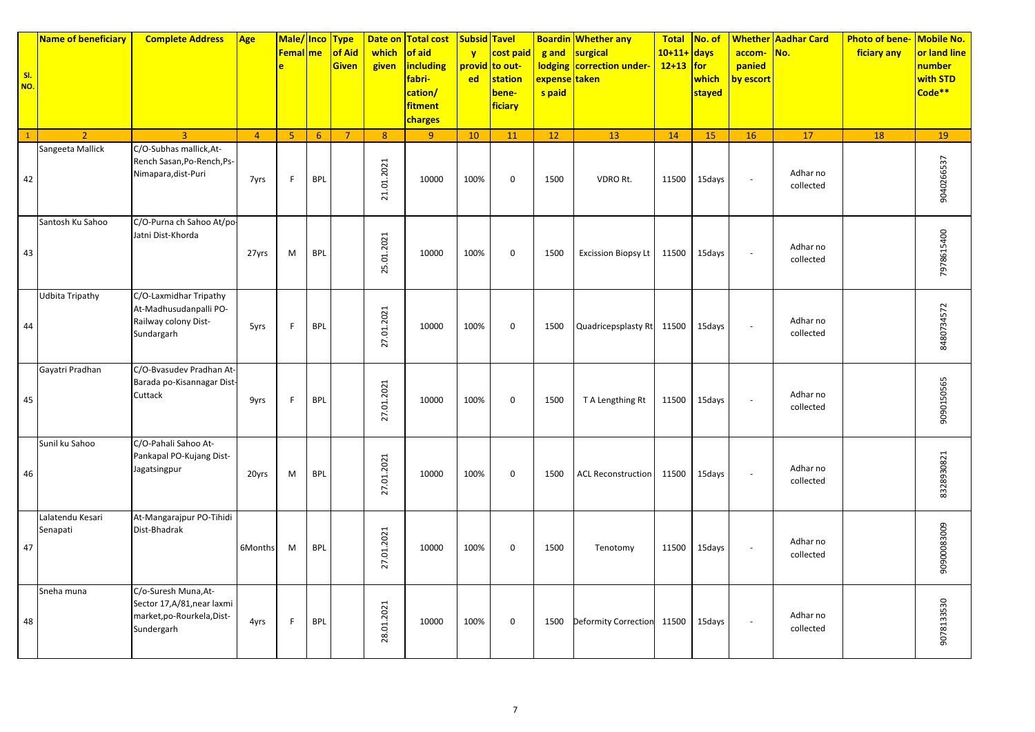| Sl. NO. | Name of beneficiary | Complete Address | Age | Male/ Female | Income | Type of Aid Given | Date on which given | Total cost of aid including fabri-cation/ fitment charges | Subsidy provided | Tavel cost paid to out-station bene-ficiary | Boarding and lodging expenses paid | Whether any surgical correction under-taken | Total 10+11+12+13 | No. of days for which stayed | Whether accom-panied by escort | Aadhar Card No. | Photo of bene-ficiary any | Mobile No. or land line number with STD Code** |
|---|---|---|---|---|---|---|---|---|---|---|---|---|---|---|---|---|---|---|
| 1 | 2 | 3 | 4 | 5 | 6 | 7 | 8 | 9 | 10 | 11 | 12 | 13 | 14 | 15 | 16 | 17 | 18 | 19 |
| 42 | Sangeeta Mallick | C/O-Subhas mallick,At-Rench Sasan,Po-Rench,Ps-Nimapara,dist-Puri | 7yrs | F | BPL | | 21.01.2021 | 10000 | 100% | 0 | 1500 | VDRO Rt. | 11500 | 15days | - | Adhar no collected | | 9040266537 |
| 43 | Santosh Ku Sahoo | C/O-Purna ch Sahoo At/po-Jatni Dist-Khorda | 27yrs | M | BPL | | 25.01.2021 | 10000 | 100% | 0 | 1500 | Excission Biopsy Lt | 11500 | 15days | - | Adhar no collected | | 7978615400 |
| 44 | Udbita Tripathy | C/O-Laxmidhar Tripathy At-Madhusudanpalli PO-Railway colony Dist-Sundargarh | 5yrs | F | BPL | | 27.01.2021 | 10000 | 100% | 0 | 1500 | Quadricepsplasty Rt | 11500 | 15days | - | Adhar no collected | | 8480734572 |
| 45 | Gayatri Pradhan | C/O-Bvasudev Pradhan At-Barada po-Kisannagar Dist-Cuttack | 9yrs | F | BPL | | 27.01.2021 | 10000 | 100% | 0 | 1500 | T A Lengthing Rt | 11500 | 15days | - | Adhar no collected | | 9090150565 |
| 46 | Sunil ku Sahoo | C/O-Pahali Sahoo At-Pankapal PO-Kujang Dist-Jagatsingpur | 20yrs | M | BPL | | 27.01.2021 | 10000 | 100% | 0 | 1500 | ACL Reconstruction | 11500 | 15days | - | Adhar no collected | | 8328930821 |
| 47 | Lalatendu Kesari Senapati | At-Mangarajpur PO-Tihidi Dist-Bhadrak | 6Months | M | BPL | | 27.01.2021 | 10000 | 100% | 0 | 1500 | Tenotomy | 11500 | 15days | - | Adhar no collected | | 9090083009 |
| 48 | Sneha muna | C/o-Suresh Muna,At-Sector 17,A/81,near laxmi market,po-Rourkela,Dist-Sundergarh | 4yrs | F | BPL | | 28.01.2021 | 10000 | 100% | 0 | 1500 | Deformity Correction | 11500 | 15days | - | Adhar no collected | | 9078133530 |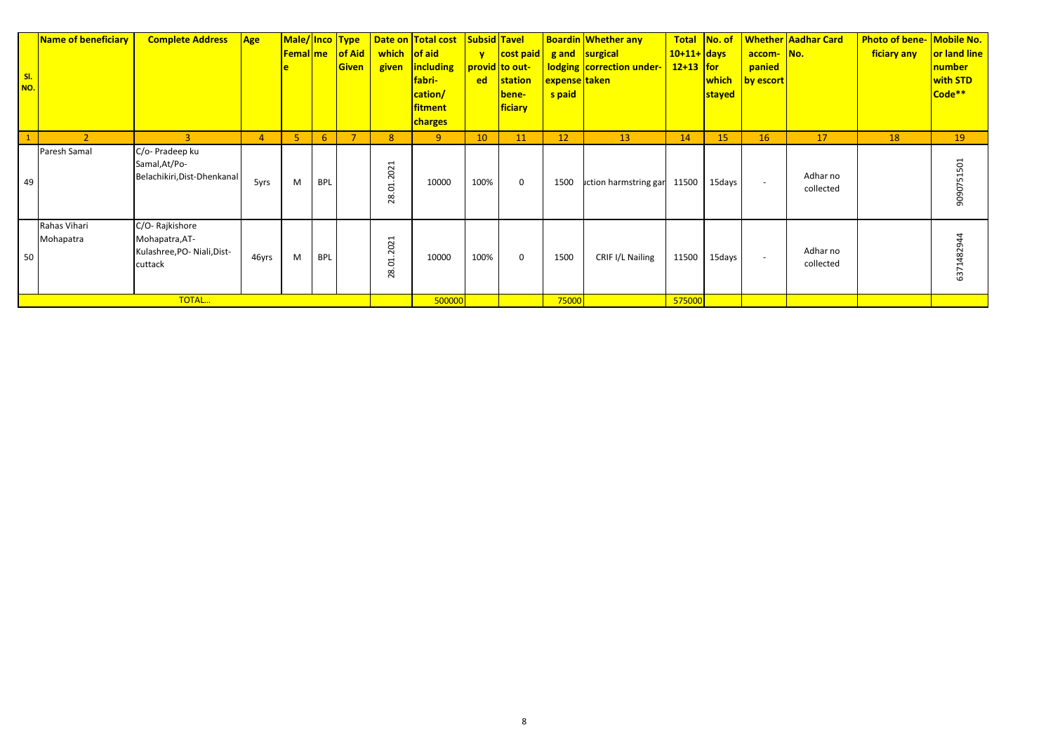| Sl. NO. | Name of beneficiary | Complete Address | Age | Male/Female | Income | Type of Aid Given | Date on which given | Total cost of aid including fabri-cation/ fitment charges | Subsidy provided | Tavel cost paid to out-station bene-ficiary | Boarding and lodging expenses paid | Whether any surgical correction under-taken | Total 10+11+12+13 | No. of days for which stayed | Whether accom-panied by escort | Aadhar Card No. | Photo of bene-ficiary any | Mobile No. or land line number with STD Code** |
|---|---|---|---|---|---|---|---|---|---|---|---|---|---|---|---|---|---|---|
| 1 | 2 | 3 | 4 | 5 | 6 | 7 | 8 | 9 | 10 | 11 | 12 | 13 | 14 | 15 | 16 | 17 | 18 | 19 |
| 49 | Paresh Samal | C/o- Pradeep ku Samal,At/Po-Belachikiri,Dist-Dhenkanal | 5yrs | M | BPL | | 28.01.2021 | 10000 | 100% | 0 | 1500 | ıction harmstring gar | 11500 | 15days | - | Adhar no collected | | 9090751501 |
| 50 | Rahas Vihari Mohapatra | C/O- Rajkishore Mohapatra,AT-Kulashree,PO- Niali,Dist-cuttack | 46yrs | M | BPL | | 28.01.2021 | 10000 | 100% | 0 | 1500 | CRIF I/L Nailing | 11500 | 15days | - | Adhar no collected | | 6371482944 |
| | | TOTAL... | | | | | | 500000 | | | 75000 | | 575000 | | | | | |